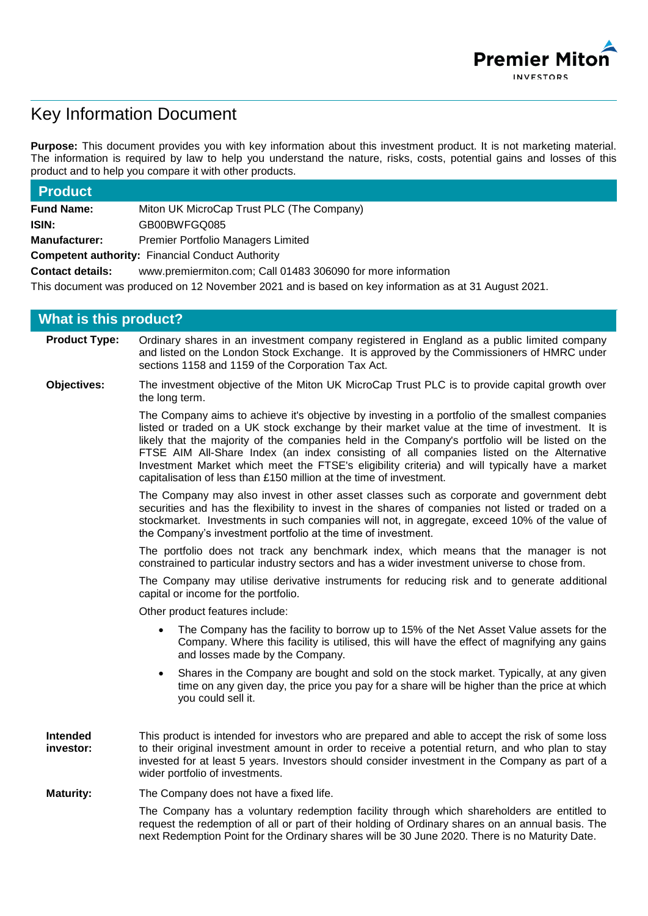# Key Information Document

**Purpose:** This document provides you with key information about this investment product. It is not marketing material. The information is required by law to help you understand the nature, risks, costs, potential gains and losses of this product and to help you compare it with other products.

## Product

**Fund Name:** Miton UK MicroCap Trust PLC (The Company)

**ISIN:** GB00BWFGQ085

**Manufacturer:** Premier Portfolio Managers Limited

**Competent authority:** Financial Conduct Authority

**Contact details:** www.premiermiton.com; Call 01483 306090 for more information

This document was produced on 12 November 2021 and is based on key information as at 31 August 2021.

## What is this product?

**Product Type:** Ordinary shares in an investment company registered in England as a public limited company and listed on the London Stock Exchange. It is approved by the Commissioners of HMRC under sections 1158 and 1159 of the Corporation Tax Act.

**Objectives:** The investment objective of the Miton UK MicroCap Trust PLC is to provide capital growth over the long term.

The Company aims to achieve it's objective by investing in a portfolio of the smallest companies listed or traded on a UK stock exchange by their market value at the time of investment. It is likely that the majority of the companies held in the Company's portfolio will be listed on the FTSE AIM All-Share Index (an index consisting of all companies listed on the Alternative Investment Market which meet the FTSE's eligibility criteria) and will typically have a market capitalisation of less than £150 million at the time of investment.

The Company may also invest in other asset classes such as corporate and government debt securities and has the flexibility to invest in the shares of companies not listed or traded on a stockmarket. Investments in such companies will not, in aggregate, exceed 10% of the value of the Company's investment portfolio at the time of investment.

The portfolio does not track any benchmark index, which means that the manager is not constrained to particular industry sectors and has a wider investment universe to chose from.

The Company may utilise derivative instruments for reducing risk and to generate additional capital or income for the portfolio.

Other product features include:

- The Company has the facility to borrow up to 15% of the Net Asset Value assets for the Company. Where this facility is utilised, this will have the effect of magnifying any gains and losses made by the Company.
- Shares in the Company are bought and sold on the stock market. Typically, at any given time on any given day, the price you pay for a share will be higher than the price at which you could sell it.

**Intended investor:** This product is intended for investors who are prepared and able to accept the risk of some loss to their original investment amount in order to receive a potential return, and who plan to stay invested for at least 5 years. Investors should consider investment in the Company as part of a wider portfolio of investments.

**Maturity:** The Company does not have a fixed life.

The Company has a voluntary redemption facility through which shareholders are entitled to request the redemption of all or part of their holding of Ordinary shares on an annual basis. The next Redemption Point for the Ordinary shares will be 30 June 2020. There is no Maturity Date.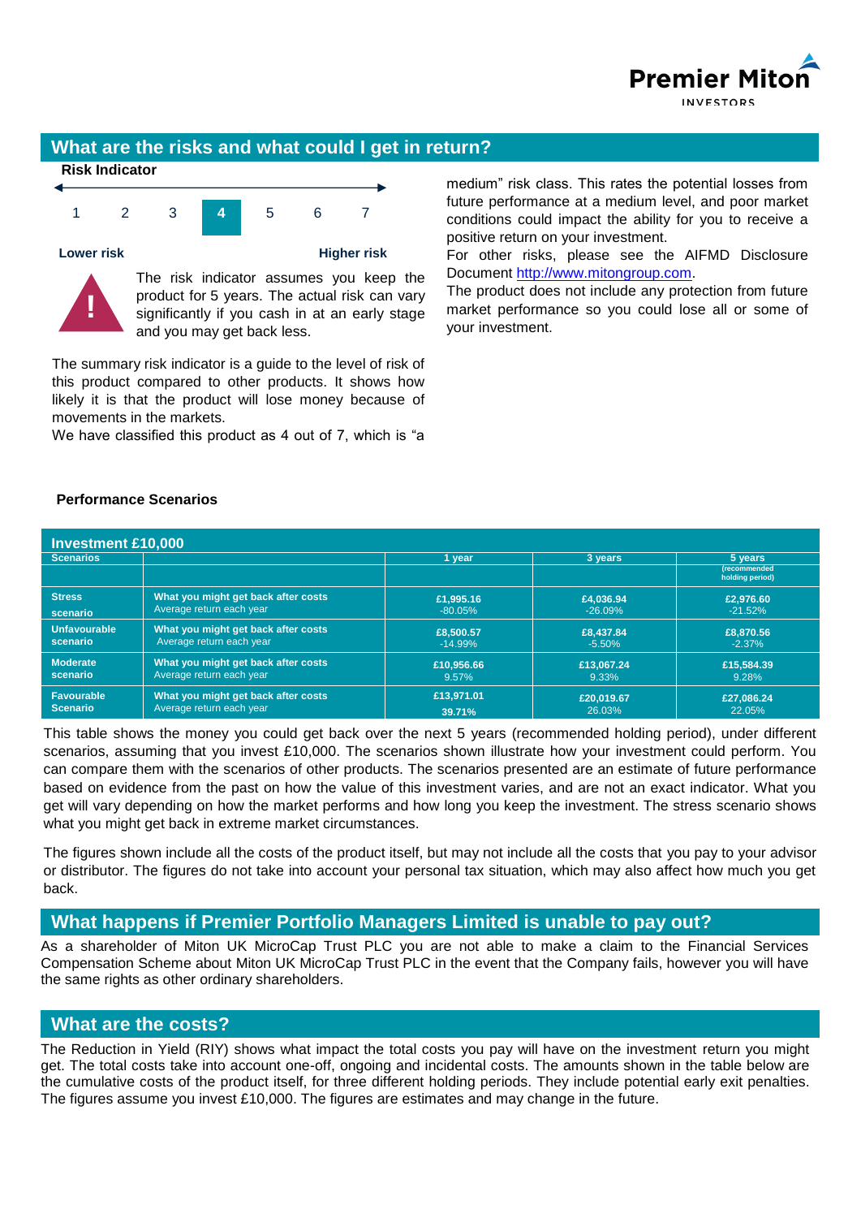## What are the risks and what could I get in return?

**Risk Indicator**

| 1 | 2 | 3 | **4** | 5 | 6 | 7 |
|---|---|---|---|---|---|---|

**Lower risk** **Higher risk**

The risk indicator assumes you keep the product for 5 years. The actual risk can vary significantly if you cash in at an early stage and you may get back less.

The summary risk indicator is a guide to the level of risk of this product compared to other products. It shows how likely it is that the product will lose money because of movements in the markets.

We have classified this product as 4 out of 7, which is "a medium" risk class. This rates the potential losses from future performance at a medium level, and poor market conditions could impact the ability for you to receive a positive return on your investment.

For other risks, please see the AIFMD Disclosure Document http://www.mitongroup.com.

The product does not include any protection from future market performance so you could lose all or some of your investment.

**Performance Scenarios**

| Investment £10,000 | | | | |
|---|---|---|---|---|
| **Scenarios** | | **1 year** | **3 years** | **5 years** (recommended holding period) |
| **Stress scenario** | **What you might get back after costs** | **£1,995.16** | **£4,036.94** | **£2,976.60** |
| | Average return each year | -80.05% | -26.09% | -21.52% |
| **Unfavourable scenario** | **What you might get back after costs** | **£8,500.57** | **£8,437.84** | **£8,870.56** |
| | Average return each year | -14.99% | -5.50% | -2.37% |
| **Moderate scenario** | **What you might get back after costs** | **£10,956.66** | **£13,067.24** | **£15,584.39** |
| | Average return each year | 9.57% | 9.33% | 9.28% |
| **Favourable Scenario** | **What you might get back after costs** | **£13,971.01** | **£20,019.67** | **£27,086.24** |
| | Average return each year | **39.71%** | 26.03% | 22.05% |

This table shows the money you could get back over the next 5 years (recommended holding period), under different scenarios, assuming that you invest £10,000. The scenarios shown illustrate how your investment could perform. You can compare them with the scenarios of other products. The scenarios presented are an estimate of future performance based on evidence from the past on how the value of this investment varies, and are not an exact indicator. What you get will vary depending on how the market performs and how long you keep the investment. The stress scenario shows what you might get back in extreme market circumstances.

The figures shown include all the costs of the product itself, but may not include all the costs that you pay to your advisor or distributor. The figures do not take into account your personal tax situation, which may also affect how much you get back.

## What happens if Premier Portfolio Managers Limited is unable to pay out?

As a shareholder of Miton UK MicroCap Trust PLC you are not able to make a claim to the Financial Services Compensation Scheme about Miton UK MicroCap Trust PLC in the event that the Company fails, however you will have the same rights as other ordinary shareholders.

## What are the costs?

The Reduction in Yield (RIY) shows what impact the total costs you pay will have on the investment return you might get. The total costs take into account one-off, ongoing and incidental costs. The amounts shown in the table below are the cumulative costs of the product itself, for three different holding periods. They include potential early exit penalties. The figures assume you invest £10,000. The figures are estimates and may change in the future.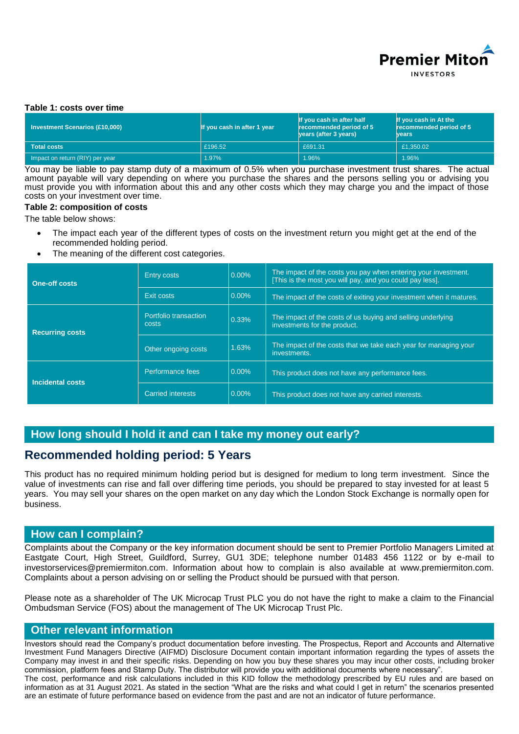**Table 1: costs over time**

| Investment Scenarios (£10,000) | If you cash in after 1 year | If you cash in after half recommended period of 5 years (after 3 years) | If you cash in At the recommended period of 5 years |
|---|---|---|---|
| **Total costs** | £196.52 | £691.31 | £1,350.02 |
| Impact on return (RIY) per year | 1.97% | 1.96% | 1.96% |

You may be liable to pay stamp duty of a maximum of 0.5% when you purchase investment trust shares. The actual amount payable will vary depending on where you purchase the shares and the persons selling you or advising you must provide you with information about this and any other costs which they may charge you and the impact of those costs on your investment over time.

**Table 2: composition of costs**

The table below shows:

- The impact each year of the different types of costs on the investment return you might get at the end of the recommended holding period.
- The meaning of the different cost categories.

| | | | |
|---|---|---|---|
| **One-off costs** | Entry costs | 0.00% | The impact of the costs you pay when entering your investment. [This is the most you will pay, and you could pay less]. |
| | Exit costs | 0.00% | The impact of the costs of exiting your investment when it matures. |
| **Recurring costs** | Portfolio transaction costs | 0.33% | The impact of the costs of us buying and selling underlying investments for the product. |
| | Other ongoing costs | 1.63% | The impact of the costs that we take each year for managing your investments. |
| **Incidental costs** | Performance fees | 0.00% | This product does not have any performance fees. |
| | Carried interests | 0.00% | This product does not have any carried interests. |

## How long should I hold it and can I take my money out early?

### Recommended holding period: 5 Years

This product has no required minimum holding period but is designed for medium to long term investment. Since the value of investments can rise and fall over differing time periods, you should be prepared to stay invested for at least 5 years. You may sell your shares on the open market on any day which the London Stock Exchange is normally open for business.

## How can I complain?

Complaints about the Company or the key information document should be sent to Premier Portfolio Managers Limited at Eastgate Court, High Street, Guildford, Surrey, GU1 3DE; telephone number 01483 456 1122 or by e-mail to investorservices@premiermiton.com. Information about how to complain is also available at www.premiermiton.com. Complaints about a person advising on or selling the Product should be pursued with that person.

Please note as a shareholder of The UK Microcap Trust PLC you do not have the right to make a claim to the Financial Ombudsman Service (FOS) about the management of The UK Microcap Trust Plc.

## Other relevant information

Investors should read the Company's product documentation before investing. The Prospectus, Report and Accounts and Alternative Investment Fund Managers Directive (AIFMD) Disclosure Document contain important information regarding the types of assets the Company may invest in and their specific risks. Depending on how you buy these shares you may incur other costs, including broker commission, platform fees and Stamp Duty. The distributor will provide you with additional documents where necessary".

The cost, performance and risk calculations included in this KID follow the methodology prescribed by EU rules and are based on information as at 31 August 2021. As stated in the section "What are the risks and what could I get in return" the scenarios presented are an estimate of future performance based on evidence from the past and are not an indicator of future performance.